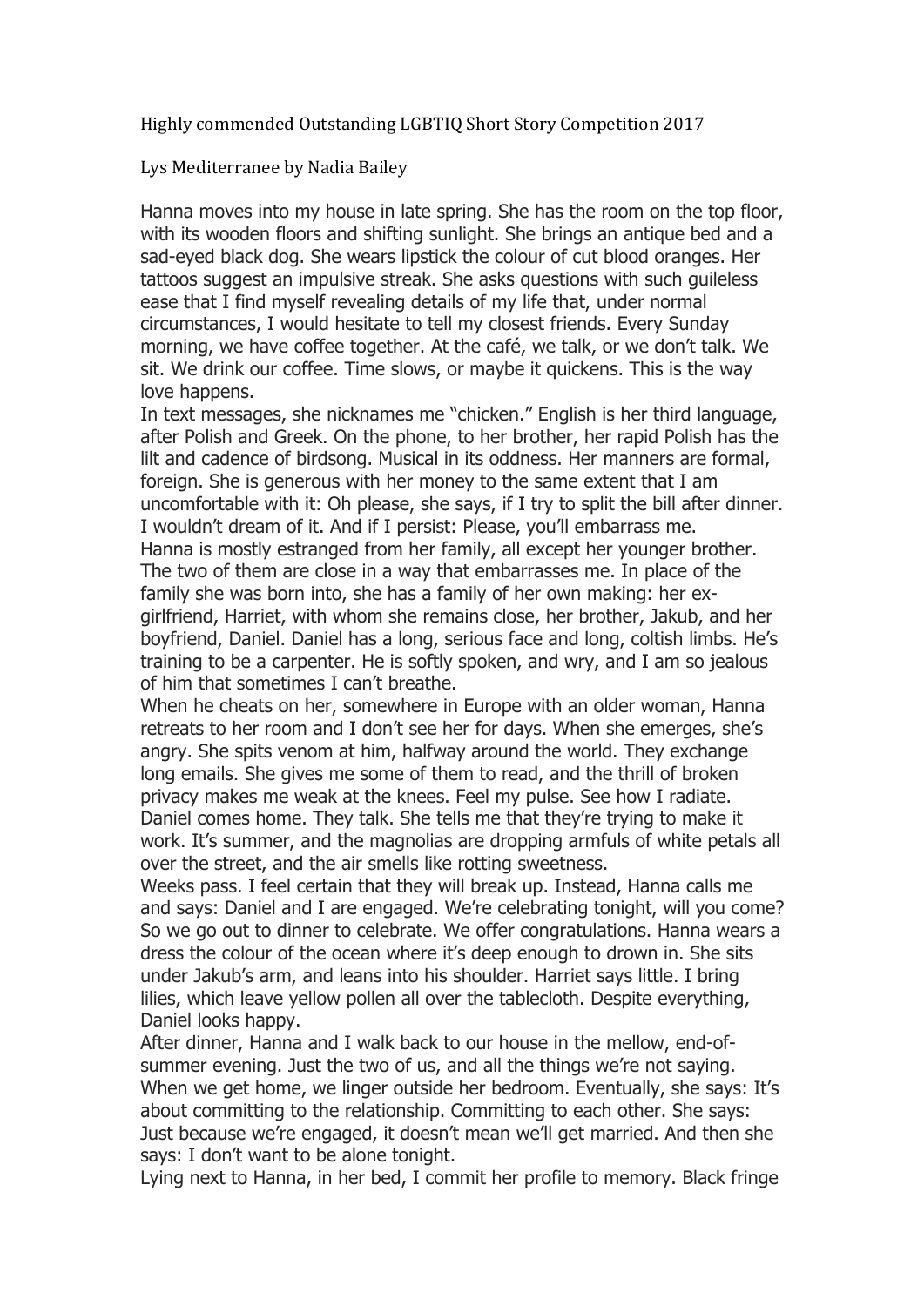Highly commended Outstanding LGBTIQ Short Story Competition 2017

Lys Mediterranee by Nadia Bailey

Hanna moves into my house in late spring. She has the room on the top floor, with its wooden floors and shifting sunlight. She brings an antique bed and a sad-eyed black dog. She wears lipstick the colour of cut blood oranges. Her tattoos suggest an impulsive streak. She asks questions with such guileless ease that I find myself revealing details of my life that, under normal circumstances, I would hesitate to tell my closest friends. Every Sunday morning, we have coffee together. At the café, we talk, or we don't talk. We sit. We drink our coffee. Time slows, or maybe it quickens. This is the way love happens.

In text messages, she nicknames me "chicken." English is her third language, after Polish and Greek. On the phone, to her brother, her rapid Polish has the lilt and cadence of birdsong. Musical in its oddness. Her manners are formal, foreign. She is generous with her money to the same extent that I am uncomfortable with it: Oh please, she says, if I try to split the bill after dinner. I wouldn't dream of it. And if I persist: Please, you'll embarrass me.

Hanna is mostly estranged from her family, all except her younger brother. The two of them are close in a way that embarrasses me. In place of the family she was born into, she has a family of her own making: her ex-girlfriend, Harriet, with whom she remains close, her brother, Jakub, and her boyfriend, Daniel. Daniel has a long, serious face and long, coltish limbs. He's training to be a carpenter. He is softly spoken, and wry, and I am so jealous of him that sometimes I can't breathe.

When he cheats on her, somewhere in Europe with an older woman, Hanna retreats to her room and I don't see her for days. When she emerges, she's angry. She spits venom at him, halfway around the world. They exchange long emails. She gives me some of them to read, and the thrill of broken privacy makes me weak at the knees. Feel my pulse. See how I radiate.

Daniel comes home. They talk. She tells me that they're trying to make it work. It's summer, and the magnolias are dropping armfuls of white petals all over the street, and the air smells like rotting sweetness.

Weeks pass. I feel certain that they will break up. Instead, Hanna calls me and says: Daniel and I are engaged. We're celebrating tonight, will you come? So we go out to dinner to celebrate. We offer congratulations. Hanna wears a dress the colour of the ocean where it's deep enough to drown in. She sits under Jakub's arm, and leans into his shoulder. Harriet says little. I bring lilies, which leave yellow pollen all over the tablecloth. Despite everything, Daniel looks happy.

After dinner, Hanna and I walk back to our house in the mellow, end-of-summer evening. Just the two of us, and all the things we're not saying. When we get home, we linger outside her bedroom. Eventually, she says: It's about committing to the relationship. Committing to each other. She says: Just because we're engaged, it doesn't mean we'll get married. And then she says: I don't want to be alone tonight.

Lying next to Hanna, in her bed, I commit her profile to memory. Black fringe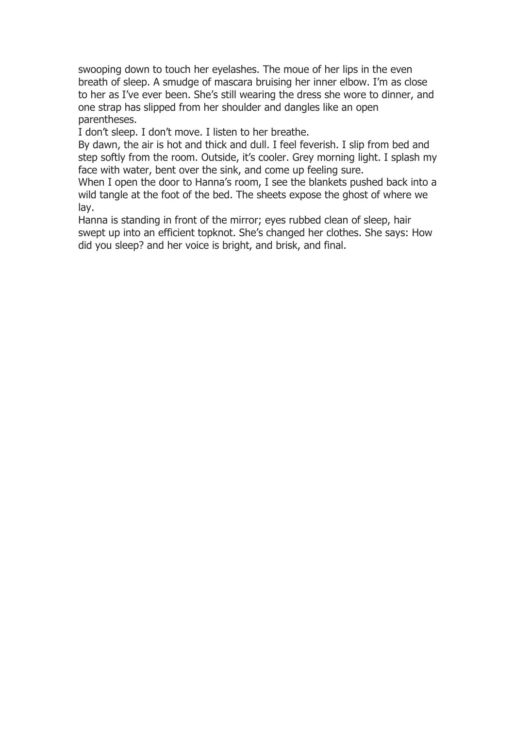swooping down to touch her eyelashes. The moue of her lips in the even breath of sleep. A smudge of mascara bruising her inner elbow. I'm as close to her as I've ever been. She's still wearing the dress she wore to dinner, and one strap has slipped from her shoulder and dangles like an open parentheses.

I don't sleep. I don't move. I listen to her breathe.

By dawn, the air is hot and thick and dull. I feel feverish. I slip from bed and step softly from the room. Outside, it's cooler. Grey morning light. I splash my face with water, bent over the sink, and come up feeling sure.

When I open the door to Hanna's room, I see the blankets pushed back into a wild tangle at the foot of the bed. The sheets expose the ghost of where we lay.

Hanna is standing in front of the mirror; eyes rubbed clean of sleep, hair swept up into an efficient topknot. She's changed her clothes. She says: How did you sleep? and her voice is bright, and brisk, and final.